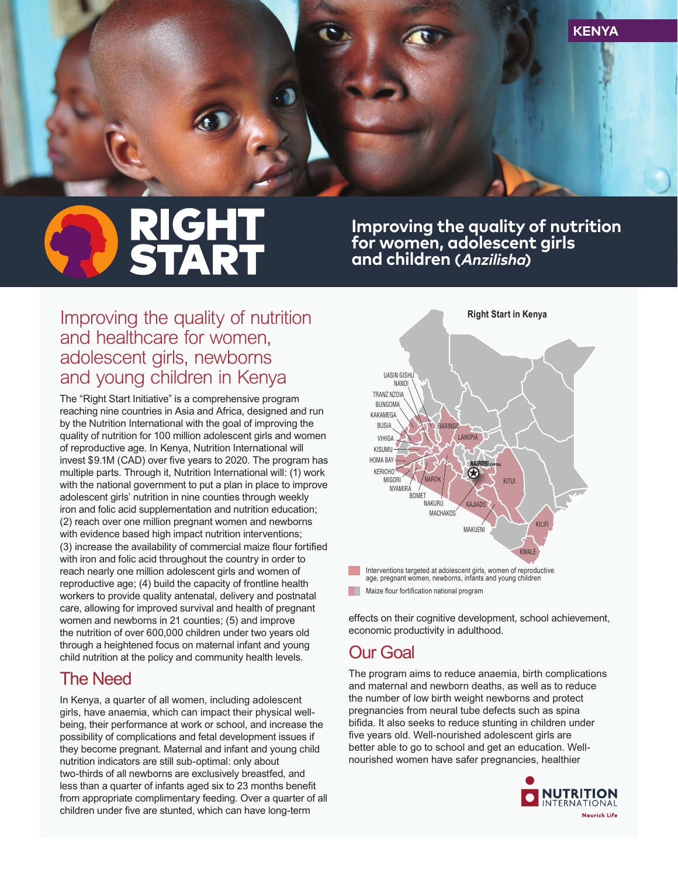KENYA

# RIGHT START

**Improving the quality of nutrition for women, adolescent girls and children (*Anzilisha*)**

## Improving the quality of nutrition and healthcare for women, adolescent girls, newborns and young children in Kenya

The "Right Start Initiative" is a comprehensive program reaching nine countries in Asia and Africa, designed and run by the Nutrition International with the goal of improving the quality of nutrition for 100 million adolescent girls and women of reproductive age. In Kenya, Nutrition International will invest $9.1M (CAD) over five years to 2020. The program has multiple parts. Through it, Nutrition International will: (1) work with the national government to put a plan in place to improve adolescent girls' nutrition in nine counties through weekly iron and folic acid supplementation and nutrition education; (2) reach over one million pregnant women and newborns with evidence based high impact nutrition interventions; (3) increase the availability of commercial maize flour fortified with iron and folic acid throughout the country in order to reach nearly one million adolescent girls and women of reproductive age; (4) build the capacity of frontline health workers to provide quality antenatal, delivery and postnatal care, allowing for improved survival and health of pregnant women and newborns in 21 counties; (5) and improve the nutrition of over 600,000 children under two years old through a heightened focus on maternal infant and young child nutrition at the policy and community health levels.

## The Need

In Kenya, a quarter of all women, including adolescent girls, have anaemia, which can impact their physical well-being, their performance at work or school, and increase the possibility of complications and fetal development issues if they become pregnant. Maternal and infant and young child nutrition indicators are still sub-optimal: only about two-thirds of all newborns are exclusively breastfed, and less than a quarter of infants aged six to 23 months benefit from appropriate complimentary feeding. Over a quarter of all children under five are stunted, which can have long-term effects on their cognitive development, school achievement, economic productivity in adulthood.

**Right Start in Kenya**

UASIN GISHU, NANDI, TRANZ NZOIA, BUNGOMA, KAKAMEGA, BUSIA, VIHIGA, KISUMU, HOMA BAY, KERICHO, MIGORI, NYAMIRA, BOMET, NAKURU, MACHAKOS, BARINGO, LAIKIPIA, NAIROBI (CAPITAL), NAROK, KITUI, KAJIADO, MAKUENI, KILIFI, KWALE

- Interventions targeted at adolescent girls, women of reproductive age, pregnant women, newborns, infants and young children
- Maize flour fortification national program

## Our Goal

The program aims to reduce anaemia, birth complications and maternal and newborn deaths, as well as to reduce the number of low birth weight newborns and protect pregnancies from neural tube defects such as spina bifida. It also seeks to reduce stunting in children under five years old. Well-nourished adolescent girls are better able to go to school and get an education. Well-nourished women have safer pregnancies, healthier

NUTRITION INTERNATIONAL
Nourish Life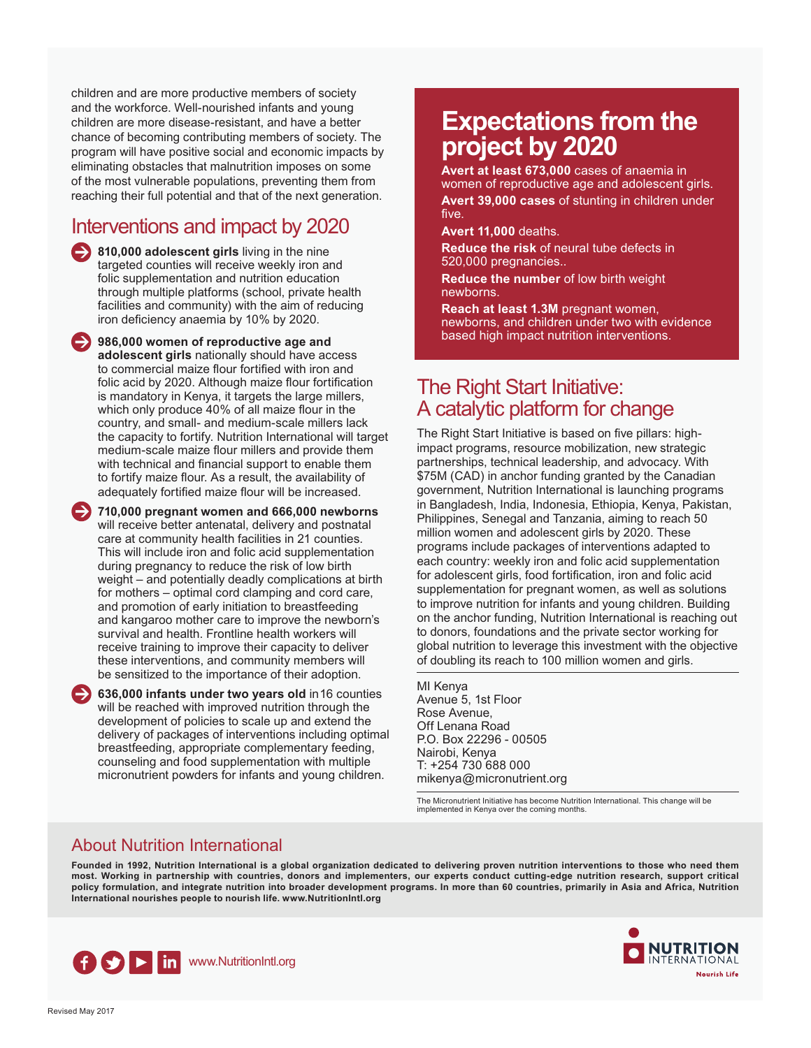children and are more productive members of society and the workforce. Well-nourished infants and young children are more disease-resistant, and have a better chance of becoming contributing members of society. The program will have positive social and economic impacts by eliminating obstacles that malnutrition imposes on some of the most vulnerable populations, preventing them from reaching their full potential and that of the next generation.

## Interventions and impact by 2020

- **810,000 adolescent girls** living in the nine targeted counties will receive weekly iron and folic supplementation and nutrition education through multiple platforms (school, private health facilities and community) with the aim of reducing iron deficiency anaemia by 10% by 2020.
- **986,000 women of reproductive age and adolescent girls** nationally should have access to commercial maize flour fortified with iron and folic acid by 2020. Although maize flour fortification is mandatory in Kenya, it targets the large millers, which only produce 40% of all maize flour in the country, and small- and medium-scale millers lack the capacity to fortify. Nutrition International will target medium-scale maize flour millers and provide them with technical and financial support to enable them to fortify maize flour. As a result, the availability of adequately fortified maize flour will be increased.
- **710,000 pregnant women and 666,000 newborns** will receive better antenatal, delivery and postnatal care at community health facilities in 21 counties. This will include iron and folic acid supplementation during pregnancy to reduce the risk of low birth weight – and potentially deadly complications at birth for mothers – optimal cord clamping and cord care, and promotion of early initiation to breastfeeding and kangaroo mother care to improve the newborn's survival and health. Frontline health workers will receive training to improve their capacity to deliver these interventions, and community members will be sensitized to the importance of their adoption.
- **636,000 infants under two years old** in 16 counties will be reached with improved nutrition through the development of policies to scale up and extend the delivery of packages of interventions including optimal breastfeeding, appropriate complementary feeding, counseling and food supplementation with multiple micronutrient powders for infants and young children.

## Expectations from the project by 2020

**Avert at least 673,000** cases of anaemia in women of reproductive age and adolescent girls.

**Avert 39,000 cases** of stunting in children under five.

**Avert 11,000** deaths.

**Reduce the risk** of neural tube defects in 520,000 pregnancies..

**Reduce the number** of low birth weight newborns.

**Reach at least 1.3M** pregnant women, newborns, and children under two with evidence based high impact nutrition interventions.

## The Right Start Initiative: A catalytic platform for change

The Right Start Initiative is based on five pillars: high-impact programs, resource mobilization, new strategic partnerships, technical leadership, and advocacy. With $75M (CAD) in anchor funding granted by the Canadian government, Nutrition International is launching programs in Bangladesh, India, Indonesia, Ethiopia, Kenya, Pakistan, Philippines, Senegal and Tanzania, aiming to reach 50 million women and adolescent girls by 2020. These programs include packages of interventions adapted to each country: weekly iron and folic acid supplementation for adolescent girls, food fortification, iron and folic acid supplementation for pregnant women, as well as solutions to improve nutrition for infants and young children. Building on the anchor funding, Nutrition International is reaching out to donors, foundations and the private sector working for global nutrition to leverage this investment with the objective of doubling its reach to 100 million women and girls.

MI Kenya
Avenue 5, 1st Floor
Rose Avenue,
Off Lenana Road
P.O. Box 22296 - 00505
Nairobi, Kenya
T: +254 730 688 000
mikenya@micronutrient.org

The Micronutrient Initiative has become Nutrition International. This change will be implemented in Kenya over the coming months.

## About Nutrition International

**Founded in 1992, Nutrition International is a global organization dedicated to delivering proven nutrition interventions to those who need them most. Working in partnership with countries, donors and implementers, our experts conduct cutting-edge nutrition research, support critical policy formulation, and integrate nutrition into broader development programs. In more than 60 countries, primarily in Asia and Africa, Nutrition International nourishes people to nourish life. www.NutritionIntl.org**

www.NutritionIntl.org

NUTRITION INTERNATIONAL
Nourish Life

Revised May 2017